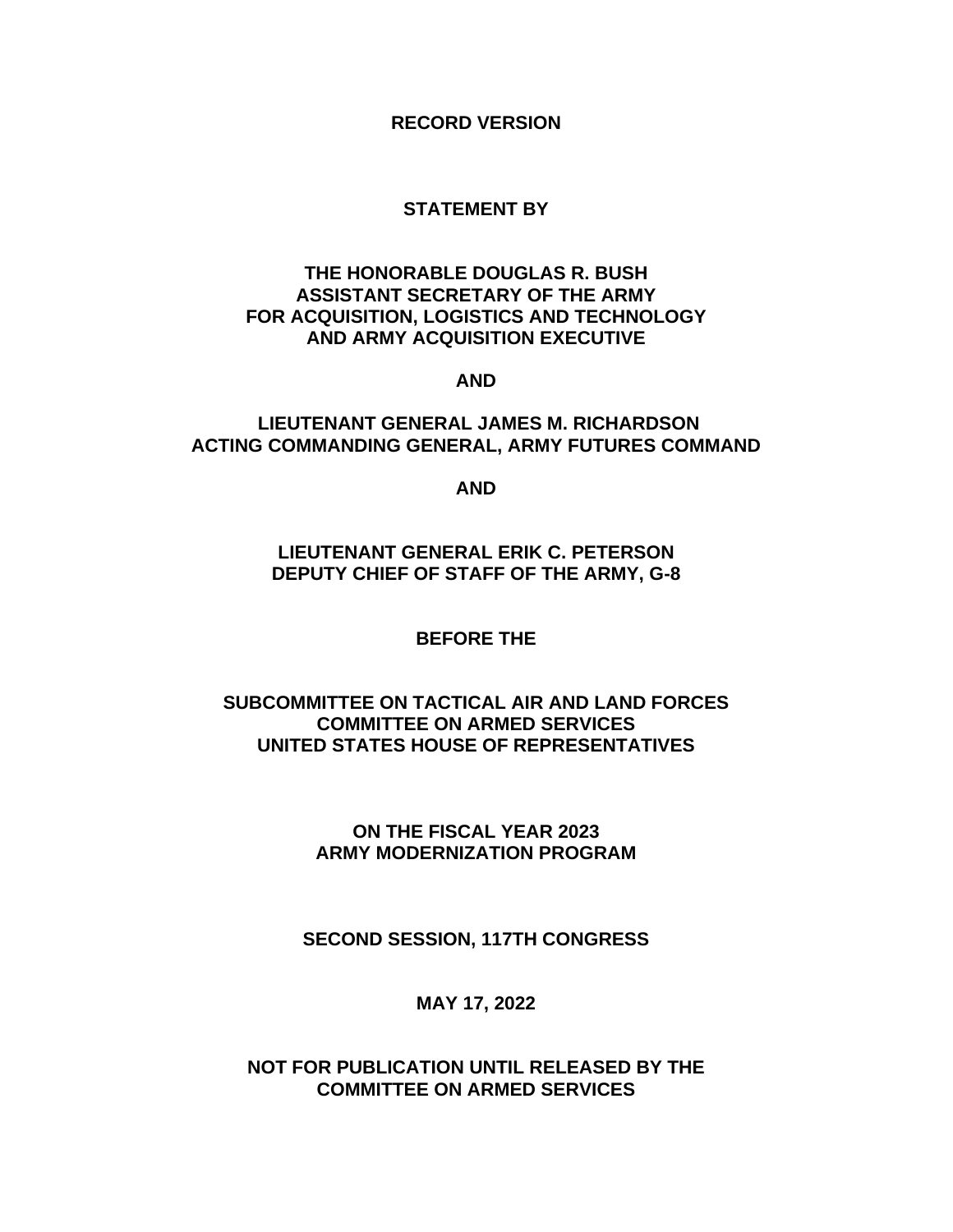**RECORD VERSION**

**STATEMENT BY**

**THE HONORABLE DOUGLAS R. BUSH**
**ASSISTANT SECRETARY OF THE ARMY**
**FOR ACQUISITION, LOGISTICS AND TECHNOLOGY**
**AND ARMY ACQUISITION EXECUTIVE**

**AND**

**LIEUTENANT GENERAL JAMES M. RICHARDSON**
**ACTING COMMANDING GENERAL, ARMY FUTURES COMMAND**

**AND**

**LIEUTENANT GENERAL ERIK C. PETERSON**
**DEPUTY CHIEF OF STAFF OF THE ARMY, G-8**

**BEFORE THE**

**SUBCOMMITTEE ON TACTICAL AIR AND LAND FORCES**
**COMMITTEE ON ARMED SERVICES**
**UNITED STATES HOUSE OF REPRESENTATIVES**

**ON THE FISCAL YEAR 2023**
**ARMY MODERNIZATION PROGRAM**

**SECOND SESSION, 117TH CONGRESS**

**MAY 17, 2022**

**NOT FOR PUBLICATION UNTIL RELEASED BY THE**
**COMMITTEE ON ARMED SERVICES**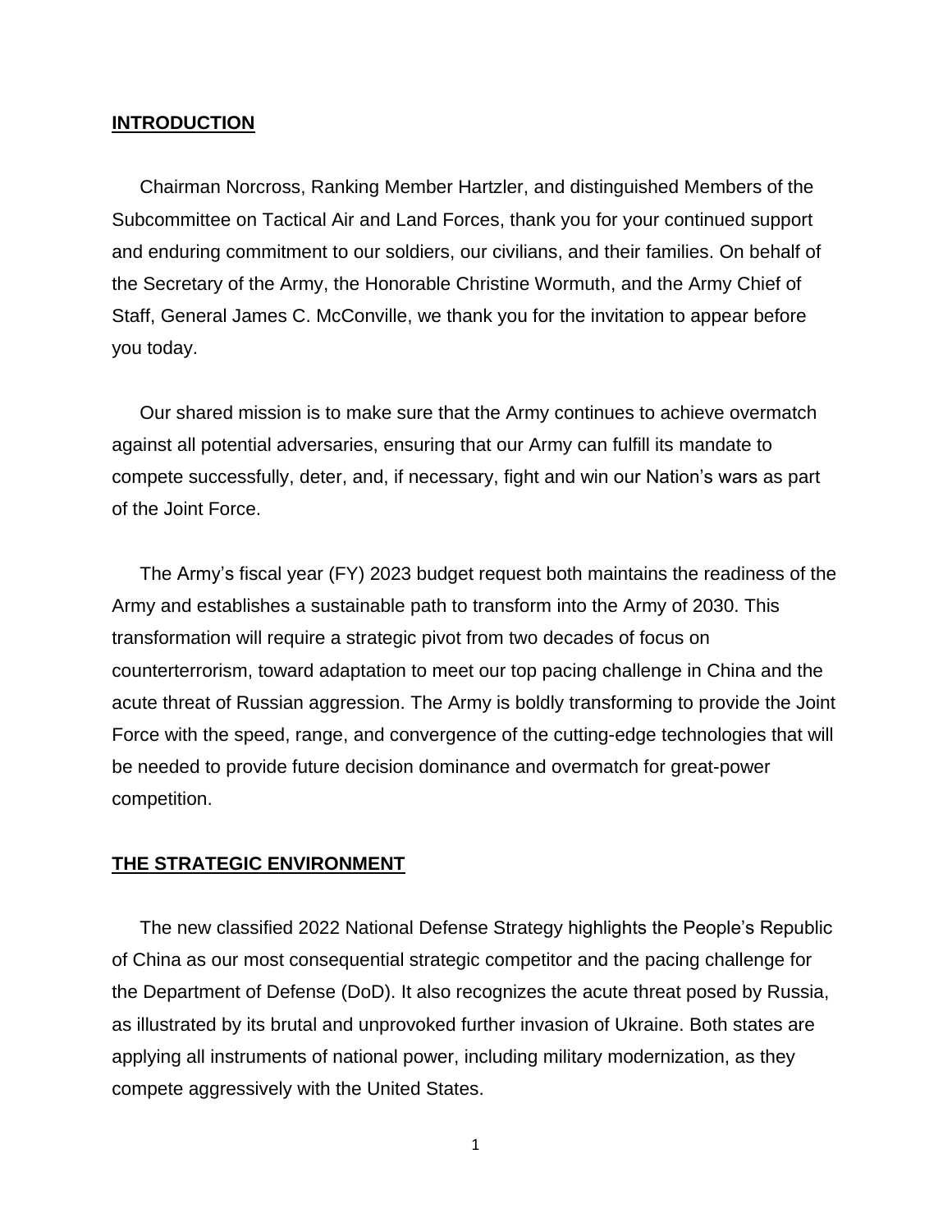## INTRODUCTION

Chairman Norcross, Ranking Member Hartzler, and distinguished Members of the Subcommittee on Tactical Air and Land Forces, thank you for your continued support and enduring commitment to our soldiers, our civilians, and their families. On behalf of the Secretary of the Army, the Honorable Christine Wormuth, and the Army Chief of Staff, General James C. McConville, we thank you for the invitation to appear before you today.

Our shared mission is to make sure that the Army continues to achieve overmatch against all potential adversaries, ensuring that our Army can fulfill its mandate to compete successfully, deter, and, if necessary, fight and win our Nation's wars as part of the Joint Force.

The Army's fiscal year (FY) 2023 budget request both maintains the readiness of the Army and establishes a sustainable path to transform into the Army of 2030. This transformation will require a strategic pivot from two decades of focus on counterterrorism, toward adaptation to meet our top pacing challenge in China and the acute threat of Russian aggression. The Army is boldly transforming to provide the Joint Force with the speed, range, and convergence of the cutting-edge technologies that will be needed to provide future decision dominance and overmatch for great-power competition.

## THE STRATEGIC ENVIRONMENT

The new classified 2022 National Defense Strategy highlights the People's Republic of China as our most consequential strategic competitor and the pacing challenge for the Department of Defense (DoD). It also recognizes the acute threat posed by Russia, as illustrated by its brutal and unprovoked further invasion of Ukraine. Both states are applying all instruments of national power, including military modernization, as they compete aggressively with the United States.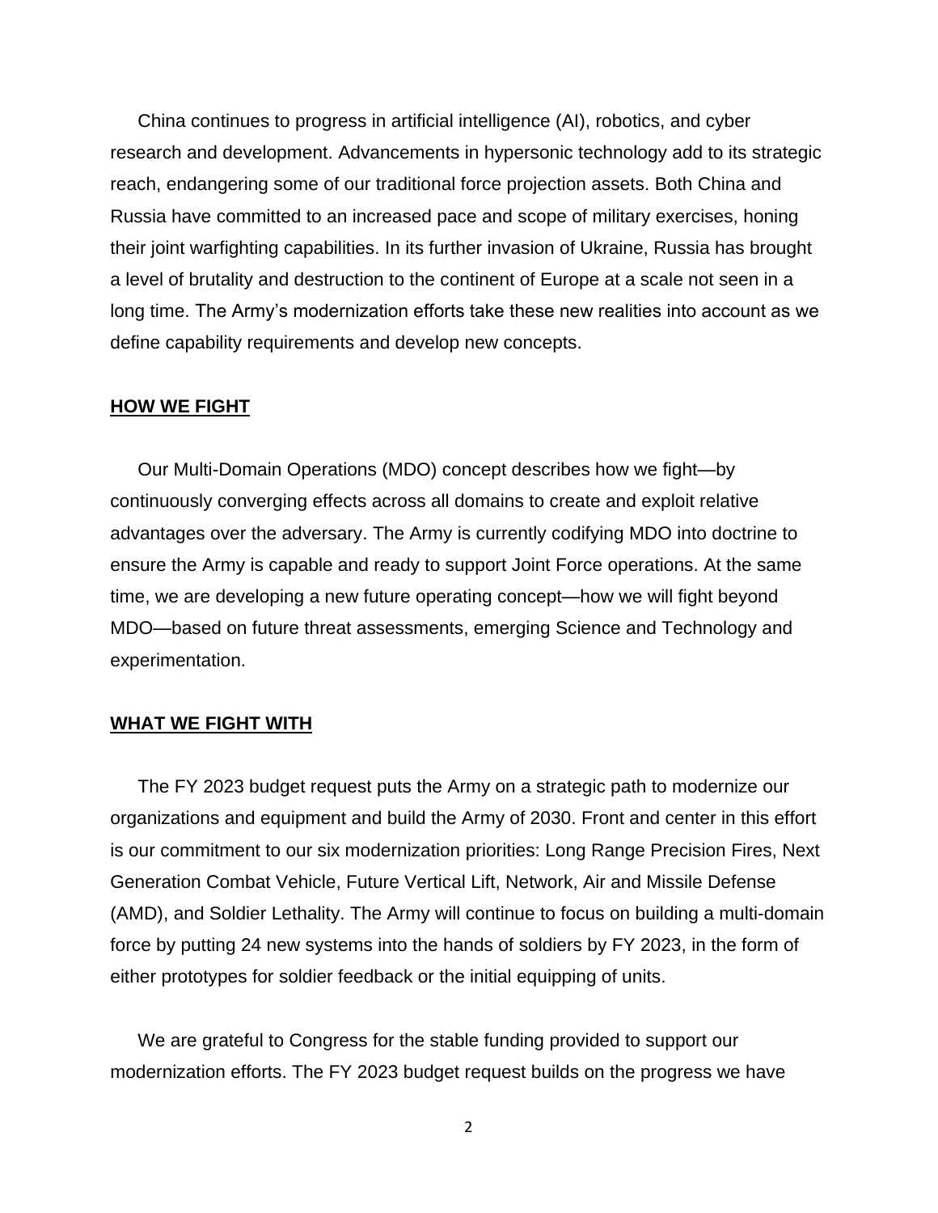China continues to progress in artificial intelligence (AI), robotics, and cyber research and development. Advancements in hypersonic technology add to its strategic reach, endangering some of our traditional force projection assets. Both China and Russia have committed to an increased pace and scope of military exercises, honing their joint warfighting capabilities. In its further invasion of Ukraine, Russia has brought a level of brutality and destruction to the continent of Europe at a scale not seen in a long time. The Army's modernization efforts take these new realities into account as we define capability requirements and develop new concepts.

## HOW WE FIGHT

Our Multi-Domain Operations (MDO) concept describes how we fight—by continuously converging effects across all domains to create and exploit relative advantages over the adversary. The Army is currently codifying MDO into doctrine to ensure the Army is capable and ready to support Joint Force operations. At the same time, we are developing a new future operating concept—how we will fight beyond MDO—based on future threat assessments, emerging Science and Technology and experimentation.

## WHAT WE FIGHT WITH

The FY 2023 budget request puts the Army on a strategic path to modernize our organizations and equipment and build the Army of 2030. Front and center in this effort is our commitment to our six modernization priorities: Long Range Precision Fires, Next Generation Combat Vehicle, Future Vertical Lift, Network, Air and Missile Defense (AMD), and Soldier Lethality. The Army will continue to focus on building a multi-domain force by putting 24 new systems into the hands of soldiers by FY 2023, in the form of either prototypes for soldier feedback or the initial equipping of units.

We are grateful to Congress for the stable funding provided to support our modernization efforts. The FY 2023 budget request builds on the progress we have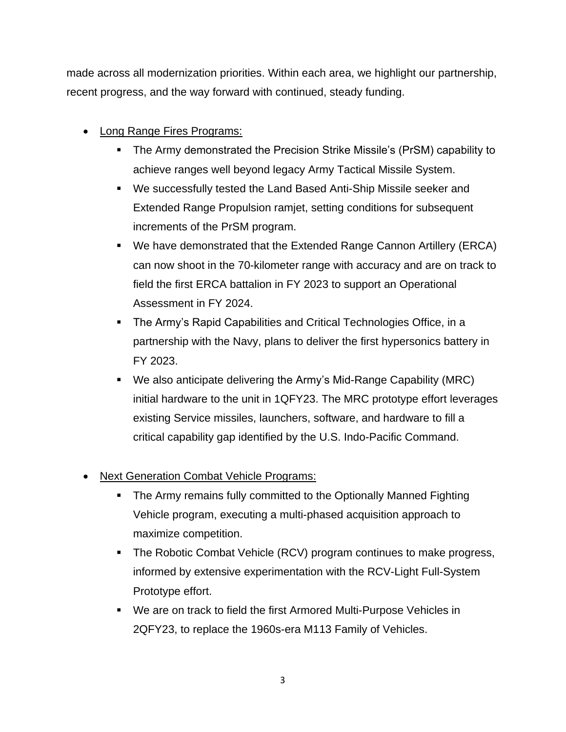made across all modernization priorities. Within each area, we highlight our partnership, recent progress, and the way forward with continued, steady funding.

- Long Range Fires Programs:
  - The Army demonstrated the Precision Strike Missile's (PrSM) capability to achieve ranges well beyond legacy Army Tactical Missile System.
  - We successfully tested the Land Based Anti-Ship Missile seeker and Extended Range Propulsion ramjet, setting conditions for subsequent increments of the PrSM program.
  - We have demonstrated that the Extended Range Cannon Artillery (ERCA) can now shoot in the 70-kilometer range with accuracy and are on track to field the first ERCA battalion in FY 2023 to support an Operational Assessment in FY 2024.
  - The Army's Rapid Capabilities and Critical Technologies Office, in a partnership with the Navy, plans to deliver the first hypersonics battery in FY 2023.
  - We also anticipate delivering the Army's Mid-Range Capability (MRC) initial hardware to the unit in 1QFY23. The MRC prototype effort leverages existing Service missiles, launchers, software, and hardware to fill a critical capability gap identified by the U.S. Indo-Pacific Command.

- Next Generation Combat Vehicle Programs:
  - The Army remains fully committed to the Optionally Manned Fighting Vehicle program, executing a multi-phased acquisition approach to maximize competition.
  - The Robotic Combat Vehicle (RCV) program continues to make progress, informed by extensive experimentation with the RCV-Light Full-System Prototype effort.
  - We are on track to field the first Armored Multi-Purpose Vehicles in 2QFY23, to replace the 1960s-era M113 Family of Vehicles.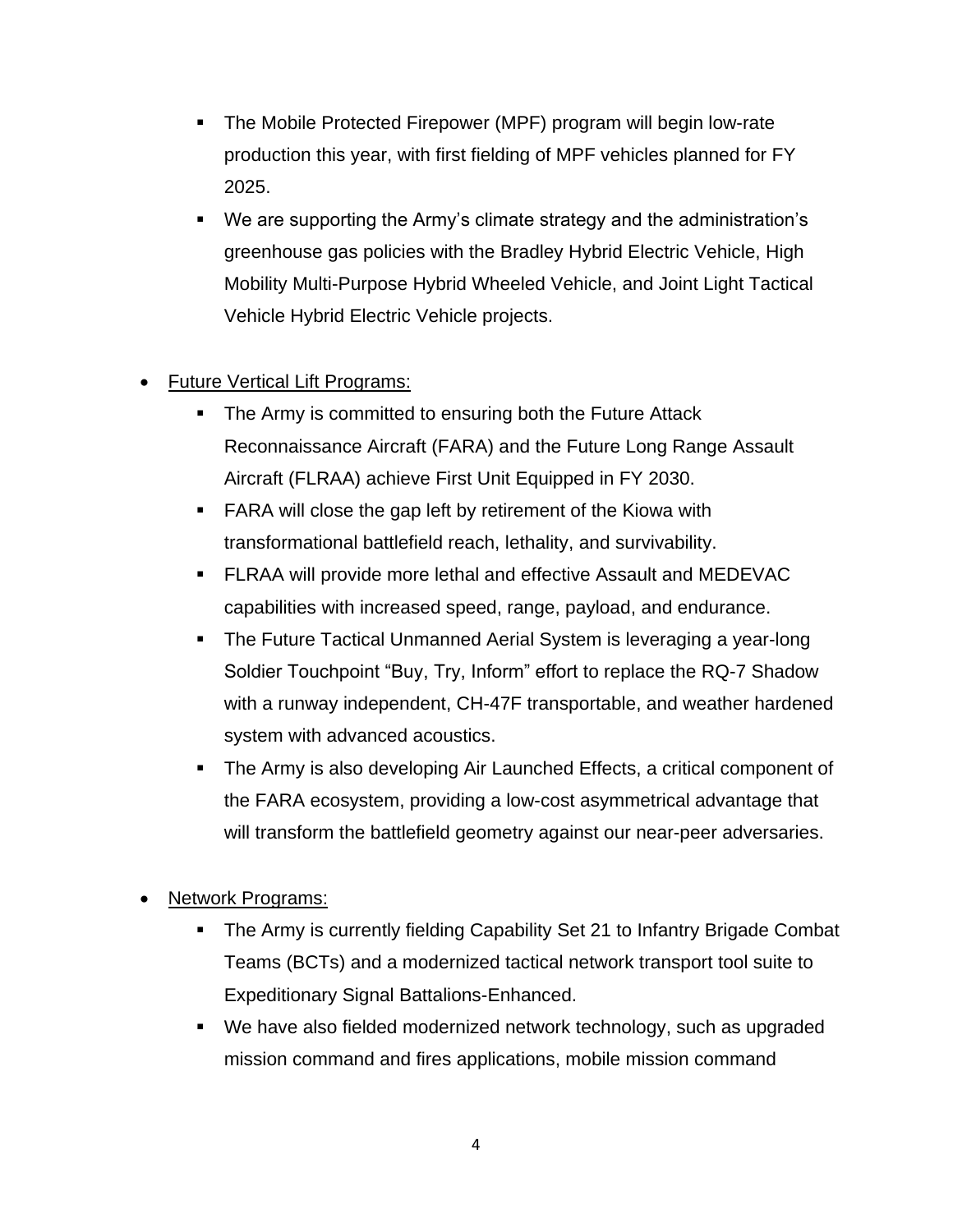- The Mobile Protected Firepower (MPF) program will begin low-rate production this year, with first fielding of MPF vehicles planned for FY 2025.
   - We are supporting the Army's climate strategy and the administration's greenhouse gas policies with the Bradley Hybrid Electric Vehicle, High Mobility Multi-Purpose Hybrid Wheeled Vehicle, and Joint Light Tactical Vehicle Hybrid Electric Vehicle projects.

- <u>Future Vertical Lift Programs:</u>
   - The Army is committed to ensuring both the Future Attack Reconnaissance Aircraft (FARA) and the Future Long Range Assault Aircraft (FLRAA) achieve First Unit Equipped in FY 2030.
   - FARA will close the gap left by retirement of the Kiowa with transformational battlefield reach, lethality, and survivability.
   - FLRAA will provide more lethal and effective Assault and MEDEVAC capabilities with increased speed, range, payload, and endurance.
   - The Future Tactical Unmanned Aerial System is leveraging a year-long Soldier Touchpoint "Buy, Try, Inform" effort to replace the RQ-7 Shadow with a runway independent, CH-47F transportable, and weather hardened system with advanced acoustics.
   - The Army is also developing Air Launched Effects, a critical component of the FARA ecosystem, providing a low-cost asymmetrical advantage that will transform the battlefield geometry against our near-peer adversaries.

- <u>Network Programs:</u>
   - The Army is currently fielding Capability Set 21 to Infantry Brigade Combat Teams (BCTs) and a modernized tactical network transport tool suite to Expeditionary Signal Battalions-Enhanced.
   - We have also fielded modernized network technology, such as upgraded mission command and fires applications, mobile mission command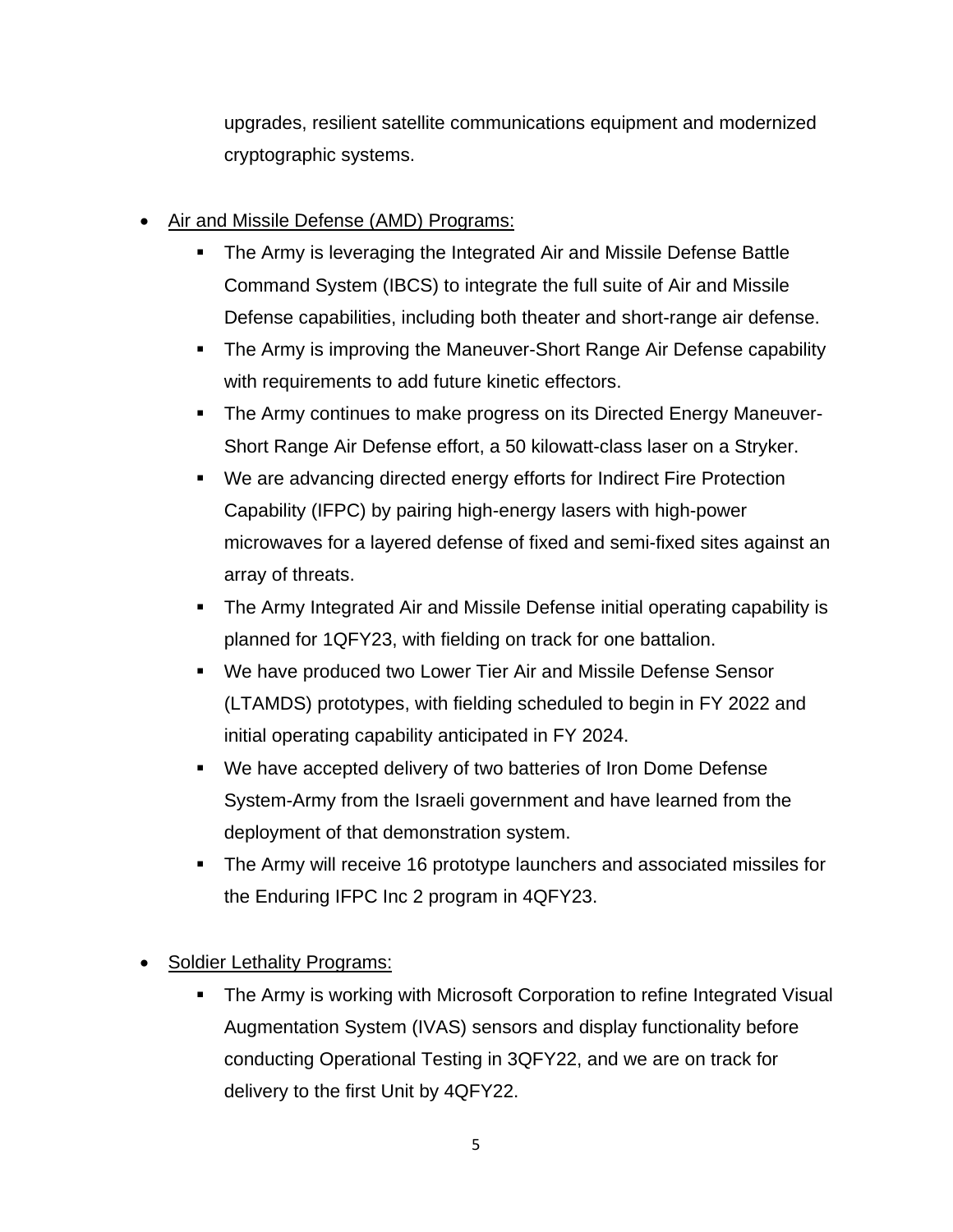upgrades, resilient satellite communications equipment and modernized cryptographic systems.

- Air and Missile Defense (AMD) Programs:
  - The Army is leveraging the Integrated Air and Missile Defense Battle Command System (IBCS) to integrate the full suite of Air and Missile Defense capabilities, including both theater and short-range air defense.
  - The Army is improving the Maneuver-Short Range Air Defense capability with requirements to add future kinetic effectors.
  - The Army continues to make progress on its Directed Energy Maneuver-Short Range Air Defense effort, a 50 kilowatt-class laser on a Stryker.
  - We are advancing directed energy efforts for Indirect Fire Protection Capability (IFPC) by pairing high-energy lasers with high-power microwaves for a layered defense of fixed and semi-fixed sites against an array of threats.
  - The Army Integrated Air and Missile Defense initial operating capability is planned for 1QFY23, with fielding on track for one battalion.
  - We have produced two Lower Tier Air and Missile Defense Sensor (LTAMDS) prototypes, with fielding scheduled to begin in FY 2022 and initial operating capability anticipated in FY 2024.
  - We have accepted delivery of two batteries of Iron Dome Defense System-Army from the Israeli government and have learned from the deployment of that demonstration system.
  - The Army will receive 16 prototype launchers and associated missiles for the Enduring IFPC Inc 2 program in 4QFY23.

- Soldier Lethality Programs:
  - The Army is working with Microsoft Corporation to refine Integrated Visual Augmentation System (IVAS) sensors and display functionality before conducting Operational Testing in 3QFY22, and we are on track for delivery to the first Unit by 4QFY22.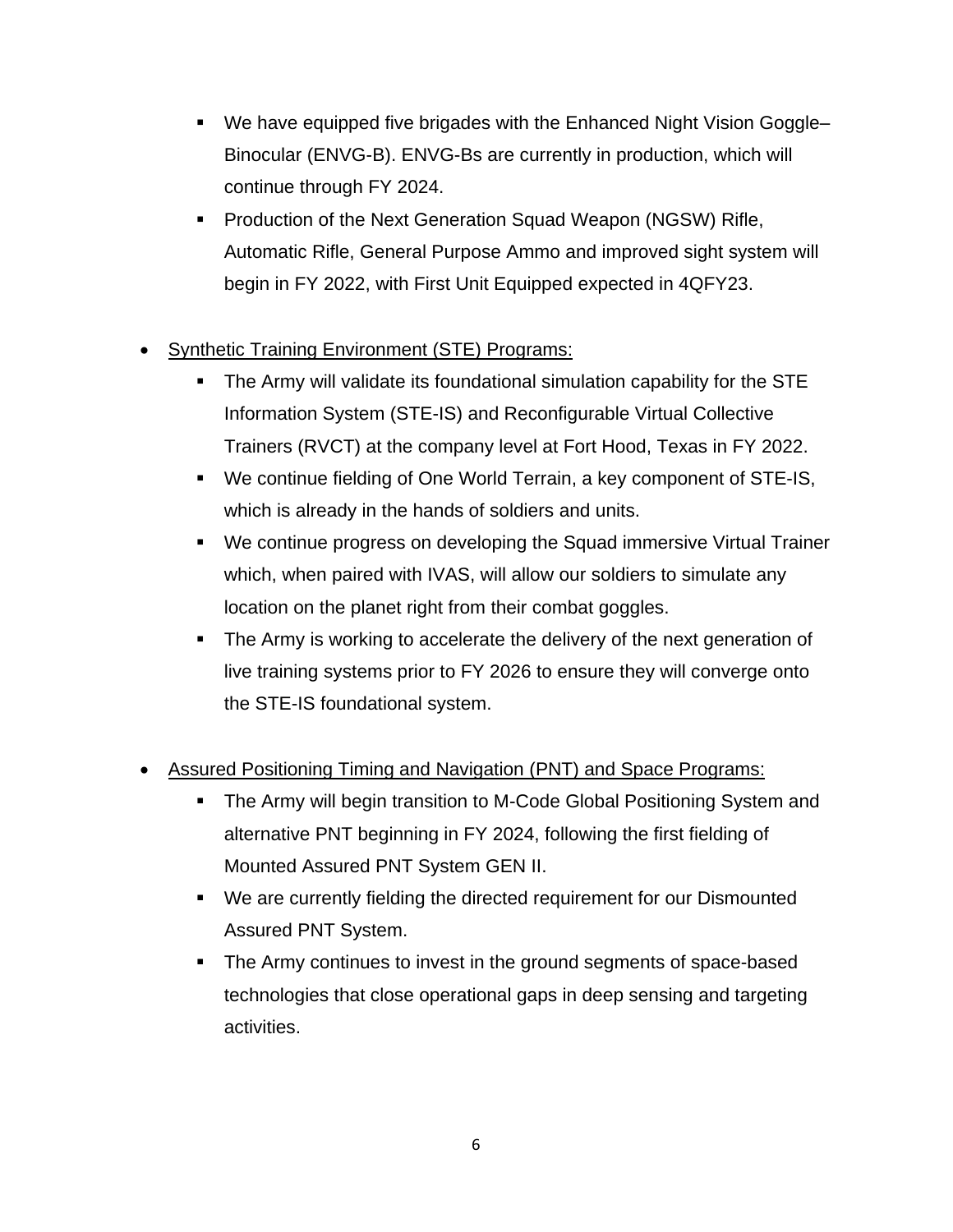- We have equipped five brigades with the Enhanced Night Vision Goggle–Binocular (ENVG-B). ENVG-Bs are currently in production, which will continue through FY 2024.
  - Production of the Next Generation Squad Weapon (NGSW) Rifle, Automatic Rifle, General Purpose Ammo and improved sight system will begin in FY 2022, with First Unit Equipped expected in 4QFY23.

- <u>Synthetic Training Environment (STE) Programs:</u>
  - The Army will validate its foundational simulation capability for the STE Information System (STE-IS) and Reconfigurable Virtual Collective Trainers (RVCT) at the company level at Fort Hood, Texas in FY 2022.
  - We continue fielding of One World Terrain, a key component of STE-IS, which is already in the hands of soldiers and units.
  - We continue progress on developing the Squad immersive Virtual Trainer which, when paired with IVAS, will allow our soldiers to simulate any location on the planet right from their combat goggles.
  - The Army is working to accelerate the delivery of the next generation of live training systems prior to FY 2026 to ensure they will converge onto the STE-IS foundational system.

- <u>Assured Positioning Timing and Navigation (PNT) and Space Programs:</u>
  - The Army will begin transition to M-Code Global Positioning System and alternative PNT beginning in FY 2024, following the first fielding of Mounted Assured PNT System GEN II.
  - We are currently fielding the directed requirement for our Dismounted Assured PNT System.
  - The Army continues to invest in the ground segments of space-based technologies that close operational gaps in deep sensing and targeting activities.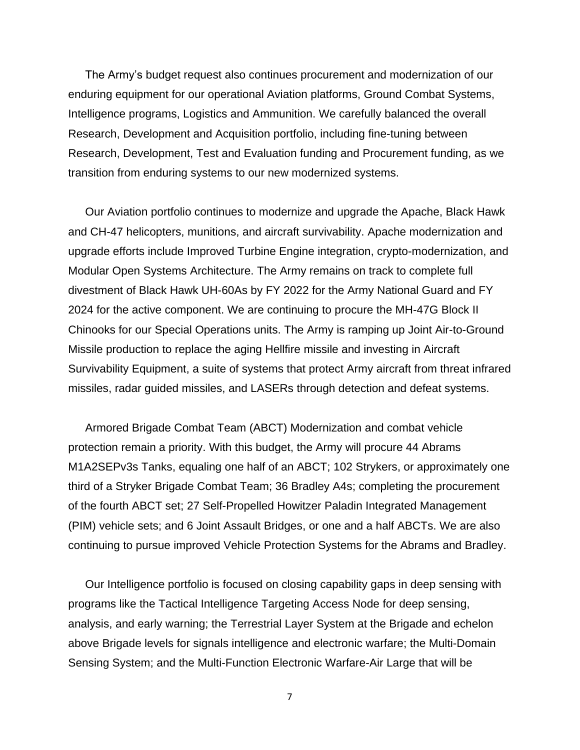The Army's budget request also continues procurement and modernization of our enduring equipment for our operational Aviation platforms, Ground Combat Systems, Intelligence programs, Logistics and Ammunition. We carefully balanced the overall Research, Development and Acquisition portfolio, including fine-tuning between Research, Development, Test and Evaluation funding and Procurement funding, as we transition from enduring systems to our new modernized systems.

Our Aviation portfolio continues to modernize and upgrade the Apache, Black Hawk and CH-47 helicopters, munitions, and aircraft survivability. Apache modernization and upgrade efforts include Improved Turbine Engine integration, crypto-modernization, and Modular Open Systems Architecture. The Army remains on track to complete full divestment of Black Hawk UH-60As by FY 2022 for the Army National Guard and FY 2024 for the active component. We are continuing to procure the MH-47G Block II Chinooks for our Special Operations units. The Army is ramping up Joint Air-to-Ground Missile production to replace the aging Hellfire missile and investing in Aircraft Survivability Equipment, a suite of systems that protect Army aircraft from threat infrared missiles, radar guided missiles, and LASERs through detection and defeat systems.

Armored Brigade Combat Team (ABCT) Modernization and combat vehicle protection remain a priority. With this budget, the Army will procure 44 Abrams M1A2SEPv3s Tanks, equaling one half of an ABCT; 102 Strykers, or approximately one third of a Stryker Brigade Combat Team; 36 Bradley A4s; completing the procurement of the fourth ABCT set; 27 Self-Propelled Howitzer Paladin Integrated Management (PIM) vehicle sets; and 6 Joint Assault Bridges, or one and a half ABCTs. We are also continuing to pursue improved Vehicle Protection Systems for the Abrams and Bradley.

Our Intelligence portfolio is focused on closing capability gaps in deep sensing with programs like the Tactical Intelligence Targeting Access Node for deep sensing, analysis, and early warning; the Terrestrial Layer System at the Brigade and echelon above Brigade levels for signals intelligence and electronic warfare; the Multi-Domain Sensing System; and the Multi-Function Electronic Warfare-Air Large that will be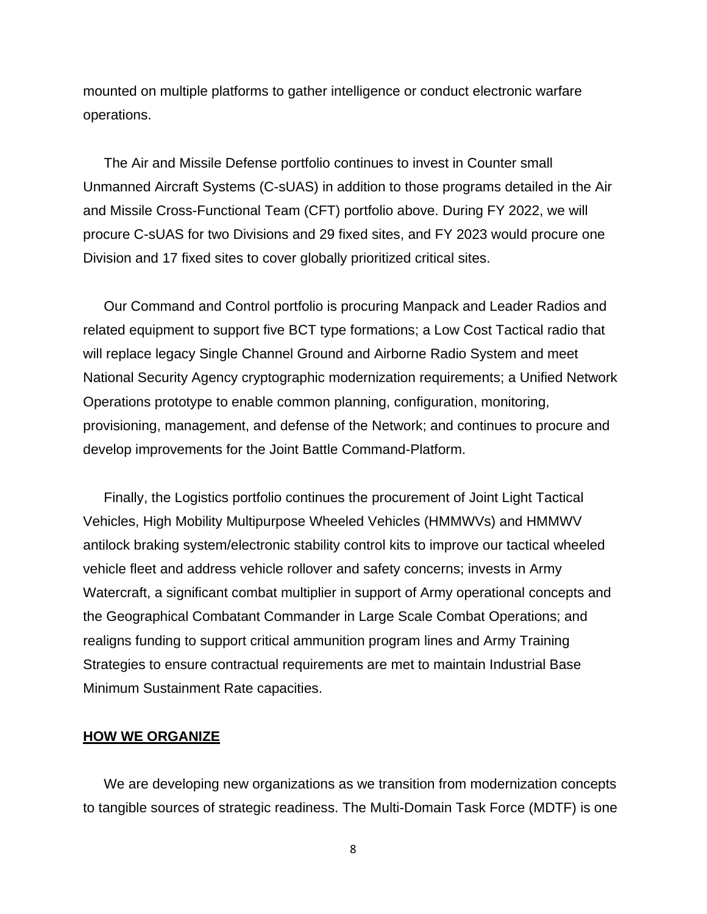mounted on multiple platforms to gather intelligence or conduct electronic warfare operations.

The Air and Missile Defense portfolio continues to invest in Counter small Unmanned Aircraft Systems (C-sUAS) in addition to those programs detailed in the Air and Missile Cross-Functional Team (CFT) portfolio above. During FY 2022, we will procure C-sUAS for two Divisions and 29 fixed sites, and FY 2023 would procure one Division and 17 fixed sites to cover globally prioritized critical sites.

Our Command and Control portfolio is procuring Manpack and Leader Radios and related equipment to support five BCT type formations; a Low Cost Tactical radio that will replace legacy Single Channel Ground and Airborne Radio System and meet National Security Agency cryptographic modernization requirements; a Unified Network Operations prototype to enable common planning, configuration, monitoring, provisioning, management, and defense of the Network; and continues to procure and develop improvements for the Joint Battle Command-Platform.

Finally, the Logistics portfolio continues the procurement of Joint Light Tactical Vehicles, High Mobility Multipurpose Wheeled Vehicles (HMMWVs) and HMMWV antilock braking system/electronic stability control kits to improve our tactical wheeled vehicle fleet and address vehicle rollover and safety concerns; invests in Army Watercraft, a significant combat multiplier in support of Army operational concepts and the Geographical Combatant Commander in Large Scale Combat Operations; and realigns funding to support critical ammunition program lines and Army Training Strategies to ensure contractual requirements are met to maintain Industrial Base Minimum Sustainment Rate capacities.

## HOW WE ORGANIZE

We are developing new organizations as we transition from modernization concepts to tangible sources of strategic readiness. The Multi-Domain Task Force (MDTF) is one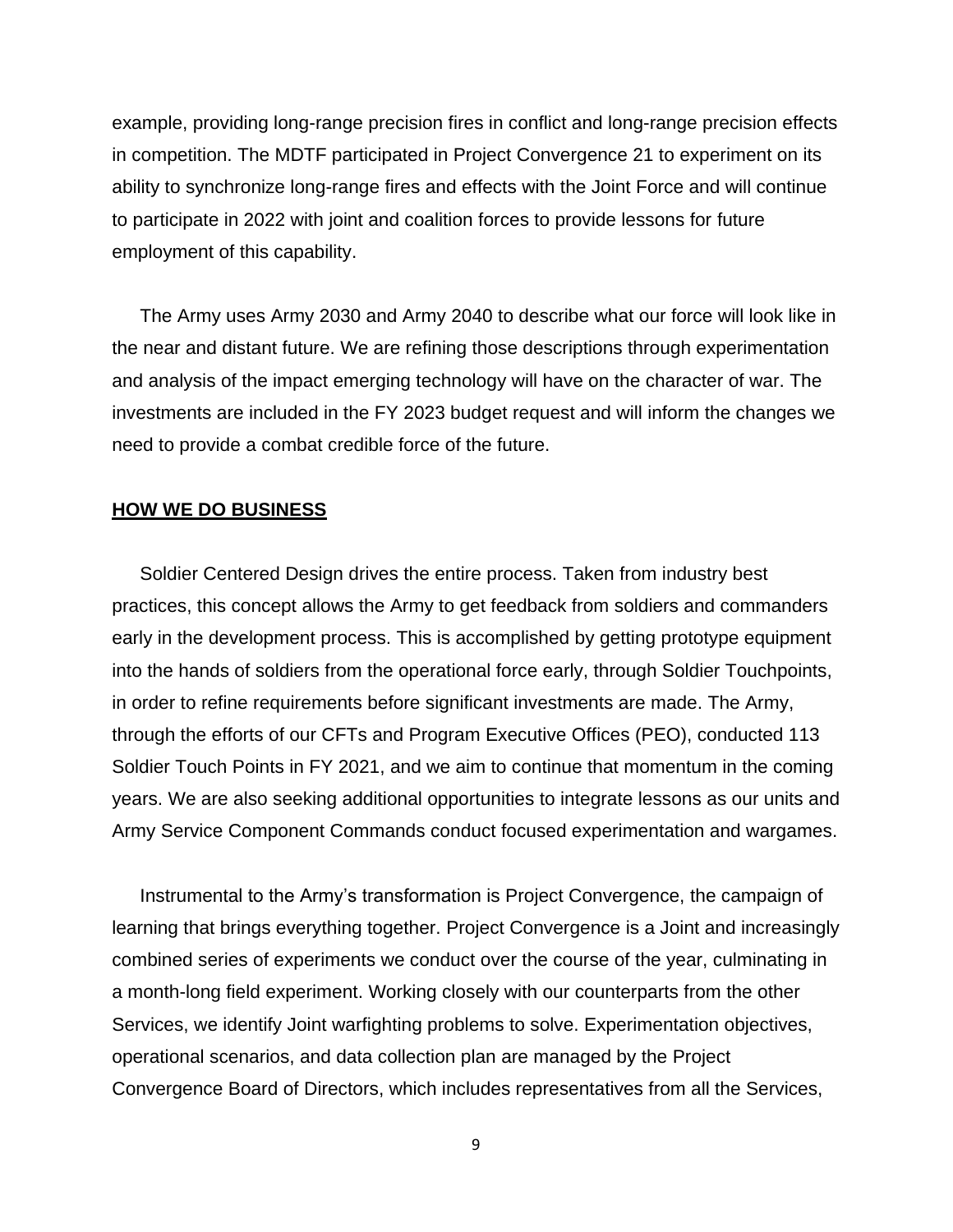example, providing long-range precision fires in conflict and long-range precision effects in competition. The MDTF participated in Project Convergence 21 to experiment on its ability to synchronize long-range fires and effects with the Joint Force and will continue to participate in 2022 with joint and coalition forces to provide lessons for future employment of this capability.

The Army uses Army 2030 and Army 2040 to describe what our force will look like in the near and distant future. We are refining those descriptions through experimentation and analysis of the impact emerging technology will have on the character of war. The investments are included in the FY 2023 budget request and will inform the changes we need to provide a combat credible force of the future.

## HOW WE DO BUSINESS

Soldier Centered Design drives the entire process. Taken from industry best practices, this concept allows the Army to get feedback from soldiers and commanders early in the development process. This is accomplished by getting prototype equipment into the hands of soldiers from the operational force early, through Soldier Touchpoints, in order to refine requirements before significant investments are made. The Army, through the efforts of our CFTs and Program Executive Offices (PEO), conducted 113 Soldier Touch Points in FY 2021, and we aim to continue that momentum in the coming years. We are also seeking additional opportunities to integrate lessons as our units and Army Service Component Commands conduct focused experimentation and wargames.

Instrumental to the Army's transformation is Project Convergence, the campaign of learning that brings everything together. Project Convergence is a Joint and increasingly combined series of experiments we conduct over the course of the year, culminating in a month-long field experiment. Working closely with our counterparts from the other Services, we identify Joint warfighting problems to solve. Experimentation objectives, operational scenarios, and data collection plan are managed by the Project Convergence Board of Directors, which includes representatives from all the Services,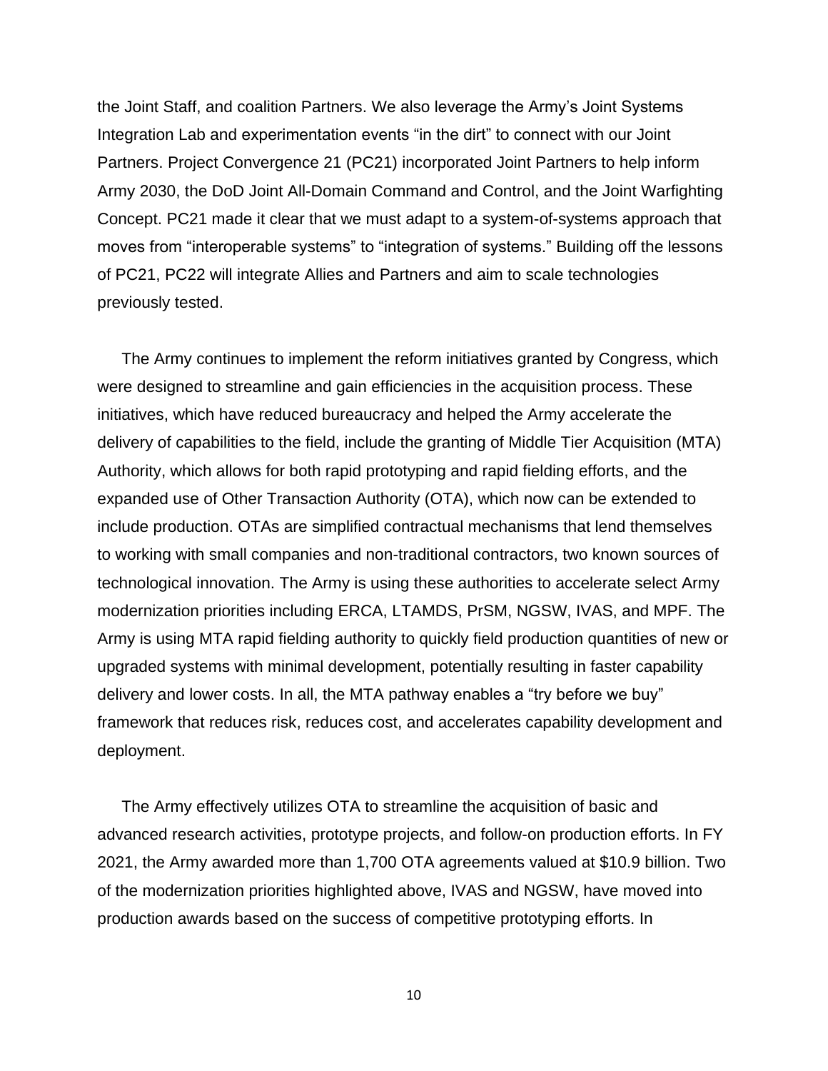the Joint Staff, and coalition Partners. We also leverage the Army's Joint Systems Integration Lab and experimentation events "in the dirt" to connect with our Joint Partners. Project Convergence 21 (PC21) incorporated Joint Partners to help inform Army 2030, the DoD Joint All-Domain Command and Control, and the Joint Warfighting Concept. PC21 made it clear that we must adapt to a system-of-systems approach that moves from "interoperable systems" to "integration of systems." Building off the lessons of PC21, PC22 will integrate Allies and Partners and aim to scale technologies previously tested.

The Army continues to implement the reform initiatives granted by Congress, which were designed to streamline and gain efficiencies in the acquisition process. These initiatives, which have reduced bureaucracy and helped the Army accelerate the delivery of capabilities to the field, include the granting of Middle Tier Acquisition (MTA) Authority, which allows for both rapid prototyping and rapid fielding efforts, and the expanded use of Other Transaction Authority (OTA), which now can be extended to include production. OTAs are simplified contractual mechanisms that lend themselves to working with small companies and non-traditional contractors, two known sources of technological innovation. The Army is using these authorities to accelerate select Army modernization priorities including ERCA, LTAMDS, PrSM, NGSW, IVAS, and MPF. The Army is using MTA rapid fielding authority to quickly field production quantities of new or upgraded systems with minimal development, potentially resulting in faster capability delivery and lower costs. In all, the MTA pathway enables a "try before we buy" framework that reduces risk, reduces cost, and accelerates capability development and deployment.

The Army effectively utilizes OTA to streamline the acquisition of basic and advanced research activities, prototype projects, and follow-on production efforts. In FY 2021, the Army awarded more than 1,700 OTA agreements valued at $10.9 billion. Two of the modernization priorities highlighted above, IVAS and NGSW, have moved into production awards based on the success of competitive prototyping efforts. In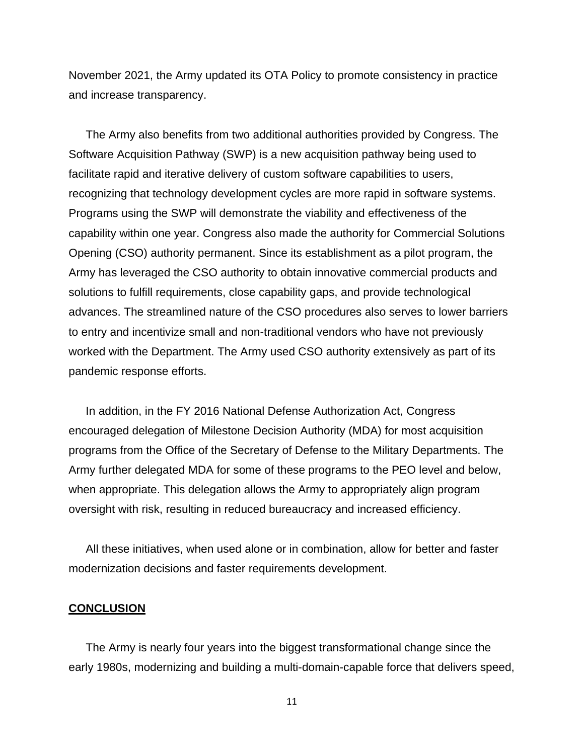November 2021, the Army updated its OTA Policy to promote consistency in practice and increase transparency.

The Army also benefits from two additional authorities provided by Congress. The Software Acquisition Pathway (SWP) is a new acquisition pathway being used to facilitate rapid and iterative delivery of custom software capabilities to users, recognizing that technology development cycles are more rapid in software systems. Programs using the SWP will demonstrate the viability and effectiveness of the capability within one year. Congress also made the authority for Commercial Solutions Opening (CSO) authority permanent. Since its establishment as a pilot program, the Army has leveraged the CSO authority to obtain innovative commercial products and solutions to fulfill requirements, close capability gaps, and provide technological advances. The streamlined nature of the CSO procedures also serves to lower barriers to entry and incentivize small and non-traditional vendors who have not previously worked with the Department. The Army used CSO authority extensively as part of its pandemic response efforts.

In addition, in the FY 2016 National Defense Authorization Act, Congress encouraged delegation of Milestone Decision Authority (MDA) for most acquisition programs from the Office of the Secretary of Defense to the Military Departments. The Army further delegated MDA for some of these programs to the PEO level and below, when appropriate. This delegation allows the Army to appropriately align program oversight with risk, resulting in reduced bureaucracy and increased efficiency.

All these initiatives, when used alone or in combination, allow for better and faster modernization decisions and faster requirements development.

## CONCLUSION

The Army is nearly four years into the biggest transformational change since the early 1980s, modernizing and building a multi-domain-capable force that delivers speed,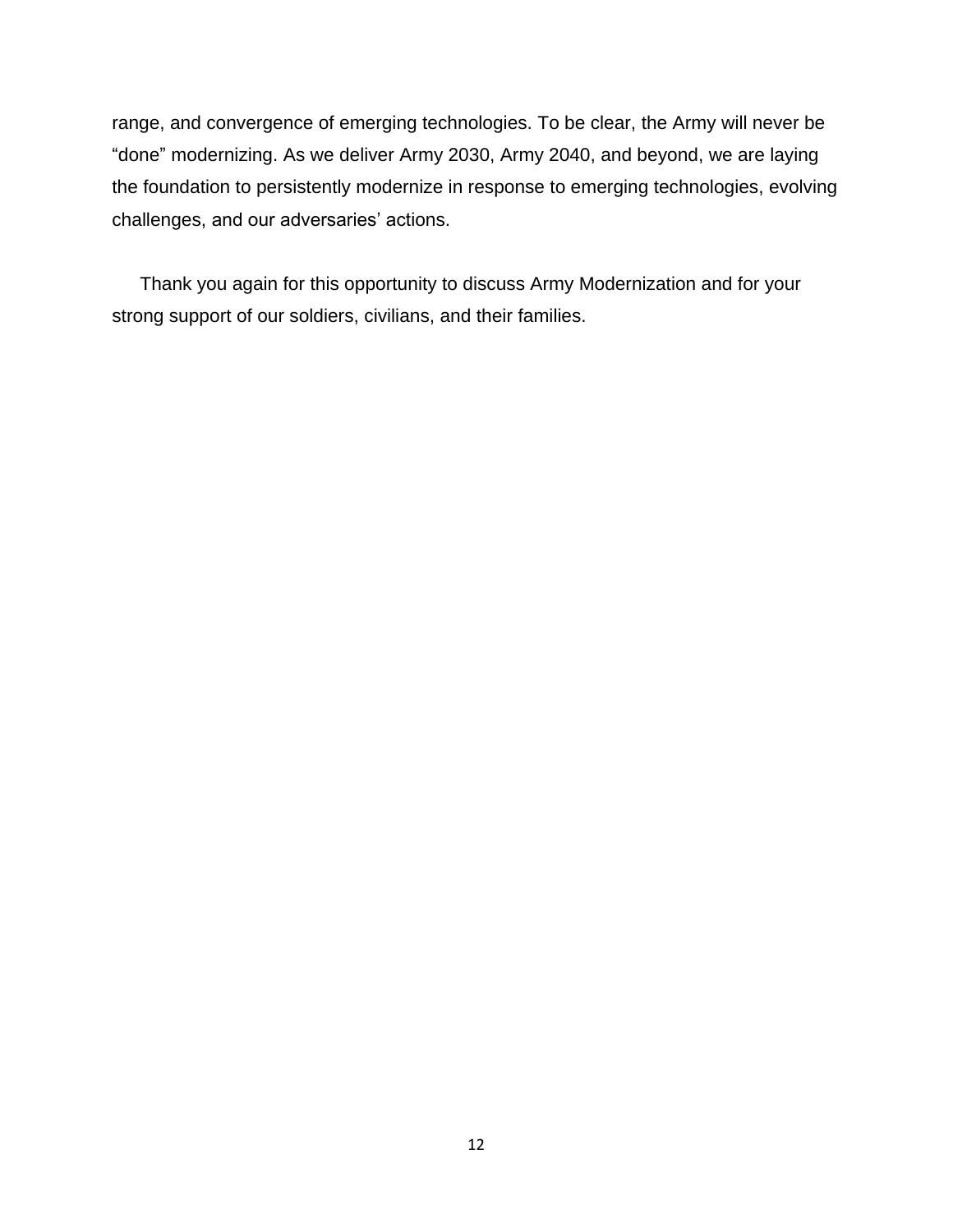range, and convergence of emerging technologies. To be clear, the Army will never be "done" modernizing. As we deliver Army 2030, Army 2040, and beyond, we are laying the foundation to persistently modernize in response to emerging technologies, evolving challenges, and our adversaries' actions.

Thank you again for this opportunity to discuss Army Modernization and for your strong support of our soldiers, civilians, and their families.